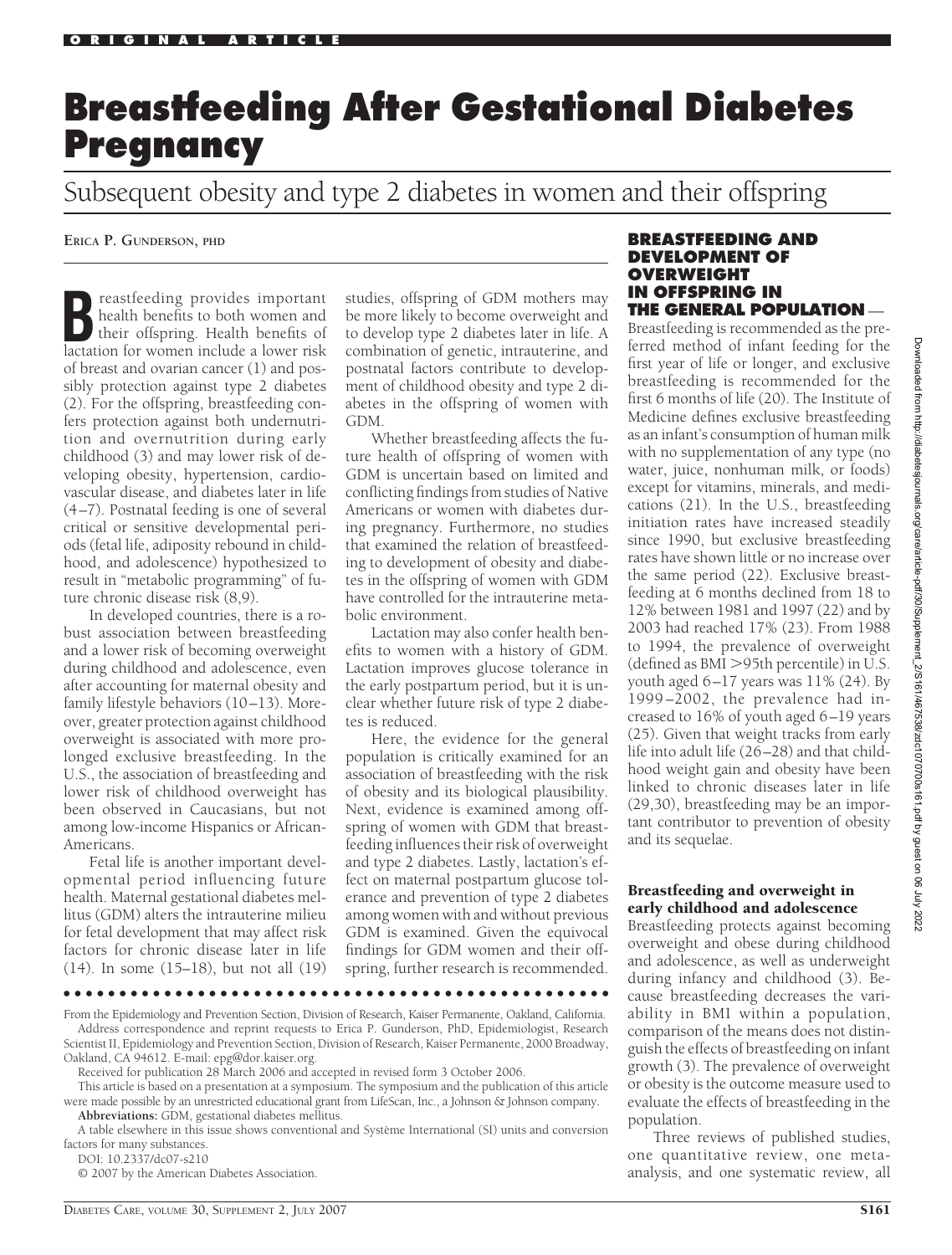ORIGINAL ARTICLE

# Breastfeeding After Gestational Diabetes Pregnancy

## Subsequent obesity and type 2 diabetes in women and their offspring

**ERICA P. GUNDERSON, PHD**

Breastfeeding provides important health benefits to both women and their offspring. Health benefits of lactation for women include a lower risk of breast and ovarian cancer (1) and possibly protection against type 2 diabetes (2). For the offspring, breastfeeding confers protection against both undernutrition and overnutrition during early childhood (3) and may lower risk of developing obesity, hypertension, cardiovascular disease, and diabetes later in life (4–7). Postnatal feeding is one of several critical or sensitive developmental periods (fetal life, adiposity rebound in childhood, and adolescence) hypothesized to result in "metabolic programming" of future chronic disease risk (8,9).

In developed countries, there is a robust association between breastfeeding and a lower risk of becoming overweight during childhood and adolescence, even after accounting for maternal obesity and family lifestyle behaviors (10–13). Moreover, greater protection against childhood overweight is associated with more prolonged exclusive breastfeeding. In the U.S., the association of breastfeeding and lower risk of childhood overweight has been observed in Caucasians, but not among low-income Hispanics or African-Americans.

Fetal life is another important developmental period influencing future health. Maternal gestational diabetes mellitus (GDM) alters the intrauterine milieu for fetal development that may affect risk factors for chronic disease later in life (14). In some (15–18), but not all (19) studies, offspring of GDM mothers may be more likely to become overweight and to develop type 2 diabetes later in life. A combination of genetic, intrauterine, and postnatal factors contribute to development of childhood obesity and type 2 diabetes in the offspring of women with GDM.

Whether breastfeeding affects the future health of offspring of women with GDM is uncertain based on limited and conflicting findings from studies of Native Americans or women with diabetes during pregnancy. Furthermore, no studies that examined the relation of breastfeeding to development of obesity and diabetes in the offspring of women with GDM have controlled for the intrauterine metabolic environment.

Lactation may also confer health benefits to women with a history of GDM. Lactation improves glucose tolerance in the early postpartum period, but it is unclear whether future risk of type 2 diabetes is reduced.

Here, the evidence for the general population is critically examined for an association of breastfeeding with the risk of obesity and its biological plausibility. Next, evidence is examined among offspring of women with GDM that breastfeeding influences their risk of overweight and type 2 diabetes. Lastly, lactation's effect on maternal postpartum glucose tolerance and prevention of type 2 diabetes among women with and without previous GDM is examined. Given the equivocal findings for GDM women and their offspring, further research is recommended.

From the Epidemiology and Prevention Section, Division of Research, Kaiser Permanente, Oakland, California.

Address correspondence and reprint requests to Erica P. Gunderson, PhD, Epidemiologist, Research Scientist II, Epidemiology and Prevention Section, Division of Research, Kaiser Permanente, 2000 Broadway, Oakland, CA 94612. E-mail: epg@dor.kaiser.org.

Received for publication 28 March 2006 and accepted in revised form 3 October 2006.

This article is based on a presentation at a symposium. The symposium and the publication of this article were made possible by an unrestricted educational grant from LifeScan, Inc., a Johnson & Johnson company.

**Abbreviations:** GDM, gestational diabetes mellitus.

A table elsewhere in this issue shows conventional and Système International (SI) units and conversion factors for many substances.

DOI: 10.2337/dc07-s210

© 2007 by the American Diabetes Association.

## BREASTFEEDING AND DEVELOPMENT OF OVERWEIGHT IN OFFSPRING IN THE GENERAL POPULATION —

Breastfeeding is recommended as the preferred method of infant feeding for the first year of life or longer, and exclusive breastfeeding is recommended for the first 6 months of life (20). The Institute of Medicine defines exclusive breastfeeding as an infant's consumption of human milk with no supplementation of any type (no water, juice, nonhuman milk, or foods) except for vitamins, minerals, and medications (21). In the U.S., breastfeeding initiation rates have increased steadily since 1990, but exclusive breastfeeding rates have shown little or no increase over the same period (22). Exclusive breastfeeding at 6 months declined from 18 to 12% between 1981 and 1997 (22) and by 2003 had reached 17% (23). From 1988 to 1994, the prevalence of overweight (defined as BMI >95th percentile) in U.S. youth aged 6–17 years was 11% (24). By 1999–2002, the prevalence had increased to 16% of youth aged 6–19 years (25). Given that weight tracks from early life into adult life (26–28) and that childhood weight gain and obesity have been linked to chronic diseases later in life (29,30), breastfeeding may be an important contributor to prevention of obesity and its sequelae.

### Breastfeeding and overweight in early childhood and adolescence

Breastfeeding protects against becoming overweight and obese during childhood and adolescence, as well as underweight during infancy and childhood (3). Because breastfeeding decreases the variability in BMI within a population, comparison of the means does not distinguish the effects of breastfeeding on infant growth (3). The prevalence of overweight or obesity is the outcome measure used to evaluate the effects of breastfeeding in the population.

Three reviews of published studies, one quantitative review, one meta-analysis, and one systematic review, all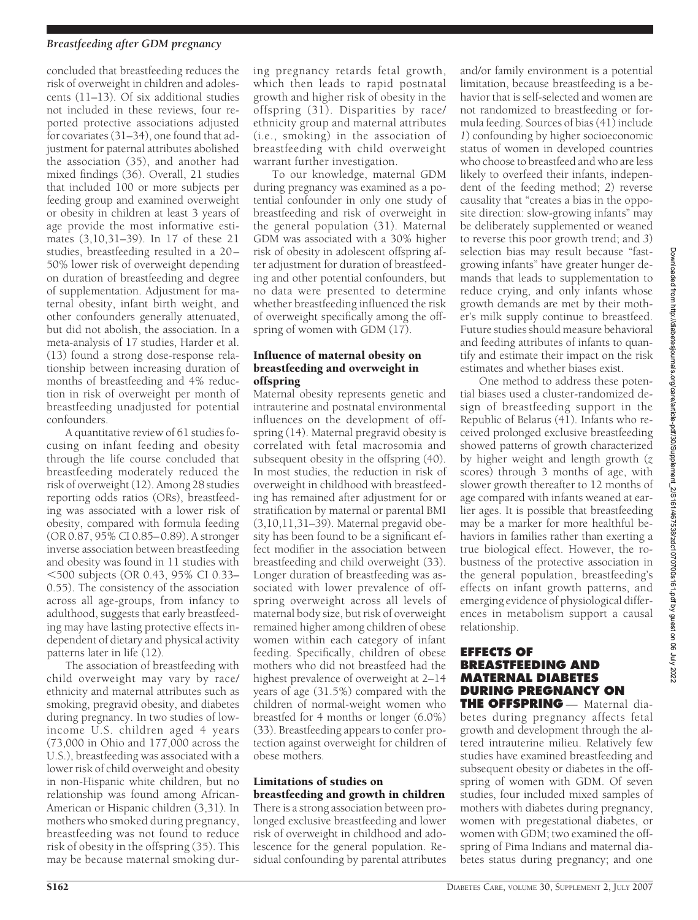concluded that breastfeeding reduces the risk of overweight in children and adolescents (11–13). Of six additional studies not included in these reviews, four reported protective associations adjusted for covariates (31–34), one found that adjustment for paternal attributes abolished the association (35), and another had mixed findings (36). Overall, 21 studies that included 100 or more subjects per feeding group and examined overweight or obesity in children at least 3 years of age provide the most informative estimates (3,10,31–39). In 17 of these 21 studies, breastfeeding resulted in a 20–50% lower risk of overweight depending on duration of breastfeeding and degree of supplementation. Adjustment for maternal obesity, infant birth weight, and other confounders generally attenuated, but did not abolish, the association. In a meta-analysis of 17 studies, Harder et al. (13) found a strong dose-response relationship between increasing duration of months of breastfeeding and 4% reduction in risk of overweight per month of breastfeeding unadjusted for potential confounders.

A quantitative review of 61 studies focusing on infant feeding and obesity through the life course concluded that breastfeeding moderately reduced the risk of overweight (12). Among 28 studies reporting odds ratios (ORs), breastfeeding was associated with a lower risk of obesity, compared with formula feeding (OR 0.87, 95% CI 0.85–0.89). A stronger inverse association between breastfeeding and obesity was found in 11 studies with <500 subjects (OR 0.43, 95% CI 0.33–0.55). The consistency of the association across all age-groups, from infancy to adulthood, suggests that early breastfeeding may have lasting protective effects independent of dietary and physical activity patterns later in life (12).

The association of breastfeeding with child overweight may vary by race/ethnicity and maternal attributes such as smoking, pregravid obesity, and diabetes during pregnancy. In two studies of low-income U.S. children aged 4 years (73,000 in Ohio and 177,000 across the U.S.), breastfeeding was associated with a lower risk of child overweight and obesity in non-Hispanic white children, but no relationship was found among African-American or Hispanic children (3,31). In mothers who smoked during pregnancy, breastfeeding was not found to reduce risk of obesity in the offspring (35). This may be because maternal smoking during pregnancy retards fetal growth, which then leads to rapid postnatal growth and higher risk of obesity in the offspring (31). Disparities by race/ethnicity group and maternal attributes (i.e., smoking) in the association of breastfeeding with child overweight warrant further investigation.

To our knowledge, maternal GDM during pregnancy was examined as a potential confounder in only one study of breastfeeding and risk of overweight in the general population (31). Maternal GDM was associated with a 30% higher risk of obesity in adolescent offspring after adjustment for duration of breastfeeding and other potential confounders, but no data were presented to determine whether breastfeeding influenced the risk of overweight specifically among the offspring of women with GDM (17).

### Influence of maternal obesity on breastfeeding and overweight in offspring

Maternal obesity represents genetic and intrauterine and postnatal environmental influences on the development of offspring (14). Maternal pregravid obesity is correlated with fetal macrosomia and subsequent obesity in the offspring (40). In most studies, the reduction in risk of overweight in childhood with breastfeeding has remained after adjustment for or stratification by maternal or parental BMI (3,10,11,31–39). Maternal pregavid obesity has been found to be a significant effect modifier in the association between breastfeeding and child overweight (33). Longer duration of breastfeeding was associated with lower prevalence of offspring overweight across all levels of maternal body size, but risk of overweight remained higher among children of obese women within each category of infant feeding. Specifically, children of obese mothers who did not breastfeed had the highest prevalence of overweight at 2–14 years of age (31.5%) compared with the children of normal-weight women who breastfed for 4 months or longer (6.0%) (33). Breastfeeding appears to confer protection against overweight for children of obese mothers.

### Limitations of studies on breastfeeding and growth in children

There is a strong association between prolonged exclusive breastfeeding and lower risk of overweight in childhood and adolescence for the general population. Residual confounding by parental attributes and/or family environment is a potential limitation, because breastfeeding is a behavior that is self-selected and women are not randomized to breastfeeding or formula feeding. Sources of bias (41) include *1*) confounding by higher socioeconomic status of women in developed countries who choose to breastfeed and who are less likely to overfeed their infants, independent of the feeding method; *2*) reverse causality that "creates a bias in the opposite direction: slow-growing infants" may be deliberately supplemented or weaned to reverse this poor growth trend; and *3*) selection bias may result because "fast-growing infants" have greater hunger demands that leads to supplementation to reduce crying, and only infants whose growth demands are met by their mother's milk supply continue to breastfeed. Future studies should measure behavioral and feeding attributes of infants to quantify and estimate their impact on the risk estimates and whether biases exist.

One method to address these potential biases used a cluster-randomized design of breastfeeding support in the Republic of Belarus (41). Infants who received prolonged exclusive breastfeeding showed patterns of growth characterized by higher weight and length growth (*z* scores) through 3 months of age, with slower growth thereafter to 12 months of age compared with infants weaned at earlier ages. It is possible that breastfeeding may be a marker for more healthful behaviors in families rather than exerting a true biological effect. However, the robustness of the protective association in the general population, breastfeeding's effects on infant growth patterns, and emerging evidence of physiological differences in metabolism support a causal relationship.

## EFFECTS OF BREASTFEEDING AND MATERNAL DIABETES DURING PREGNANCY ON THE OFFSPRING

Maternal diabetes during pregnancy affects fetal growth and development through the altered intrauterine milieu. Relatively few studies have examined breastfeeding and subsequent obesity or diabetes in the offspring of women with GDM. Of seven studies, four included mixed samples of mothers with diabetes during pregnancy, women with pregestational diabetes, or women with GDM; two examined the offspring of Pima Indians and maternal diabetes status during pregnancy; and one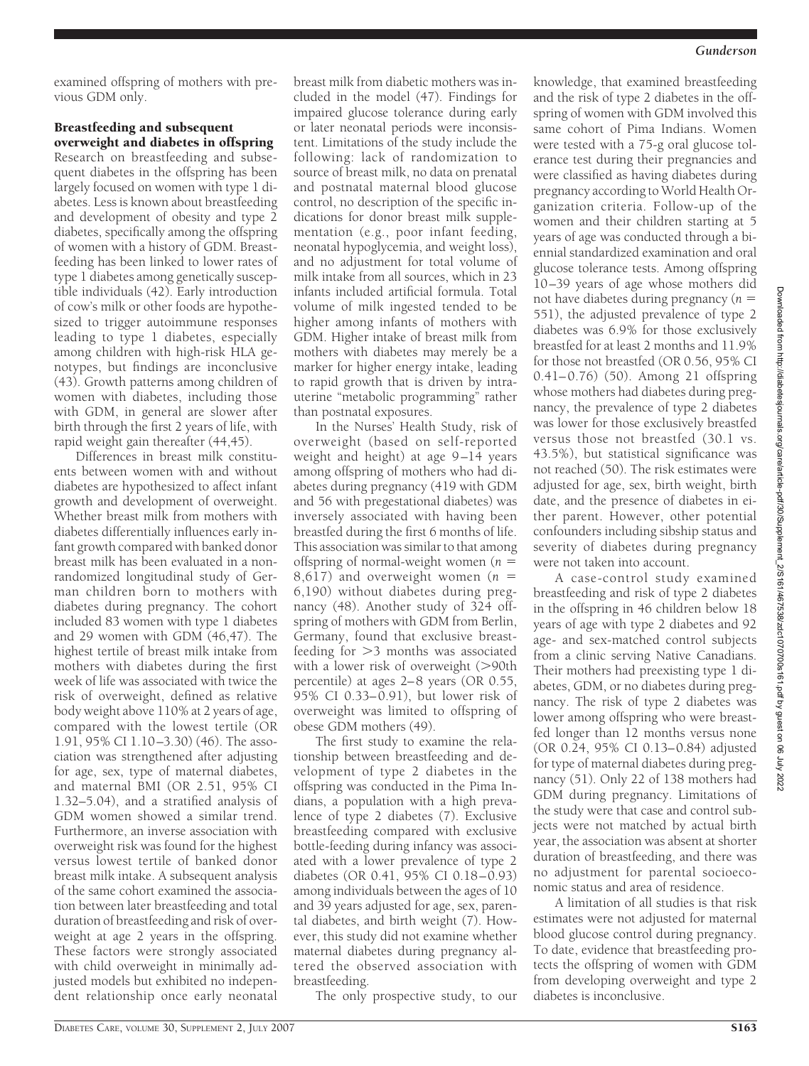examined offspring of mothers with previous GDM only.

### Breastfeeding and subsequent overweight and diabetes in offspring

Research on breastfeeding and subsequent diabetes in the offspring has been largely focused on women with type 1 diabetes. Less is known about breastfeeding and development of obesity and type 2 diabetes, specifically among the offspring of women with a history of GDM. Breastfeeding has been linked to lower rates of type 1 diabetes among genetically susceptible individuals (42). Early introduction of cow's milk or other foods are hypothesized to trigger autoimmune responses leading to type 1 diabetes, especially among children with high-risk HLA genotypes, but findings are inconclusive (43). Growth patterns among children of women with diabetes, including those with GDM, in general are slower after birth through the first 2 years of life, with rapid weight gain thereafter (44,45).

Differences in breast milk constituents between women with and without diabetes are hypothesized to affect infant growth and development of overweight. Whether breast milk from mothers with diabetes differentially influences early infant growth compared with banked donor breast milk has been evaluated in a nonrandomized longitudinal study of German children born to mothers with diabetes during pregnancy. The cohort included 83 women with type 1 diabetes and 29 women with GDM (46,47). The highest tertile of breast milk intake from mothers with diabetes during the first week of life was associated with twice the risk of overweight, defined as relative body weight above 110% at 2 years of age, compared with the lowest tertile (OR 1.91, 95% CI 1.10–3.30) (46). The association was strengthened after adjusting for age, sex, type of maternal diabetes, and maternal BMI (OR 2.51, 95% CI 1.32–5.04), and a stratified analysis of GDM women showed a similar trend. Furthermore, an inverse association with overweight risk was found for the highest versus lowest tertile of banked donor breast milk intake. A subsequent analysis of the same cohort examined the association between later breastfeeding and total duration of breastfeeding and risk of overweight at age 2 years in the offspring. These factors were strongly associated with child overweight in minimally adjusted models but exhibited no independent relationship once early neonatal breast milk from diabetic mothers was included in the model (47). Findings for impaired glucose tolerance during early or later neonatal periods were inconsistent. Limitations of the study include the following: lack of randomization to source of breast milk, no data on prenatal and postnatal maternal blood glucose control, no description of the specific indications for donor breast milk supplementation (e.g., poor infant feeding, neonatal hypoglycemia, and weight loss), and no adjustment for total volume of milk intake from all sources, which in 23 infants included artificial formula. Total volume of milk ingested tended to be higher among infants of mothers with GDM. Higher intake of breast milk from mothers with diabetes may merely be a marker for higher energy intake, leading to rapid growth that is driven by intrauterine "metabolic programming" rather than postnatal exposures.

In the Nurses' Health Study, risk of overweight (based on self-reported weight and height) at age 9–14 years among offspring of mothers who had diabetes during pregnancy (419 with GDM and 56 with pregestational diabetes) was inversely associated with having been breastfed during the first 6 months of life. This association was similar to that among offspring of normal-weight women ($n$ = 8,617) and overweight women ($n$ = 6,190) without diabetes during pregnancy (48). Another study of 324 offspring of mothers with GDM from Berlin, Germany, found that exclusive breastfeeding for >3 months was associated with a lower risk of overweight (>90th percentile) at ages 2–8 years (OR 0.55, 95% CI 0.33–0.91), but lower risk of overweight was limited to offspring of obese GDM mothers (49).

The first study to examine the relationship between breastfeeding and development of type 2 diabetes in the offspring was conducted in the Pima Indians, a population with a high prevalence of type 2 diabetes (7). Exclusive breastfeeding compared with exclusive bottle-feeding during infancy was associated with a lower prevalence of type 2 diabetes (OR 0.41, 95% CI 0.18–0.93) among individuals between the ages of 10 and 39 years adjusted for age, sex, parental diabetes, and birth weight (7). However, this study did not examine whether maternal diabetes during pregnancy altered the observed association with breastfeeding.

The only prospective study, to our knowledge, that examined breastfeeding and the risk of type 2 diabetes in the offspring of women with GDM involved this same cohort of Pima Indians. Women were tested with a 75-g oral glucose tolerance test during their pregnancies and were classified as having diabetes during pregnancy according to World Health Organization criteria. Follow-up of the women and their children starting at 5 years of age was conducted through a biennial standardized examination and oral glucose tolerance tests. Among offspring 10–39 years of age whose mothers did not have diabetes during pregnancy ($n$ = 551), the adjusted prevalence of type 2 diabetes was 6.9% for those exclusively breastfed for at least 2 months and 11.9% for those not breastfed (OR 0.56, 95% CI 0.41–0.76) (50). Among 21 offspring whose mothers had diabetes during pregnancy, the prevalence of type 2 diabetes was lower for those exclusively breastfed versus those not breastfed (30.1 vs. 43.5%), but statistical significance was not reached (50). The risk estimates were adjusted for age, sex, birth weight, birth date, and the presence of diabetes in either parent. However, other potential confounders including sibship status and severity of diabetes during pregnancy were not taken into account.

A case-control study examined breastfeeding and risk of type 2 diabetes in the offspring in 46 children below 18 years of age with type 2 diabetes and 92 age- and sex-matched control subjects from a clinic serving Native Canadians. Their mothers had preexisting type 1 diabetes, GDM, or no diabetes during pregnancy. The risk of type 2 diabetes was lower among offspring who were breastfed longer than 12 months versus none (OR 0.24, 95% CI 0.13–0.84) adjusted for type of maternal diabetes during pregnancy (51). Only 22 of 138 mothers had GDM during pregnancy. Limitations of the study were that case and control subjects were not matched by actual birth year, the association was absent at shorter duration of breastfeeding, and there was no adjustment for parental socioeconomic status and area of residence.

A limitation of all studies is that risk estimates were not adjusted for maternal blood glucose control during pregnancy. To date, evidence that breastfeeding protects the offspring of women with GDM from developing overweight and type 2 diabetes is inconclusive.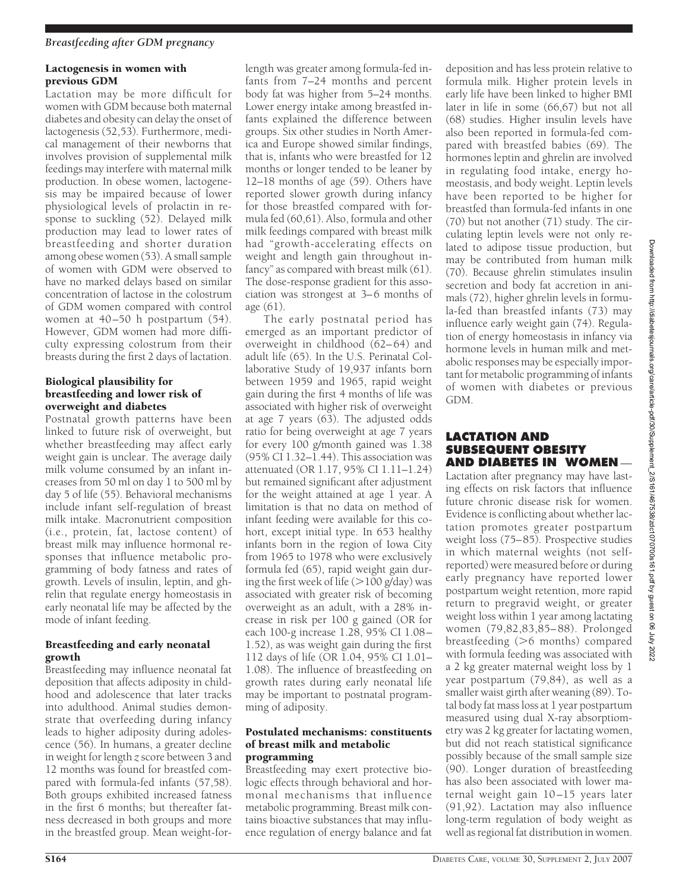### Lactogenesis in women with previous GDM

Lactation may be more difficult for women with GDM because both maternal diabetes and obesity can delay the onset of lactogenesis (52,53). Furthermore, medical management of their newborns that involves provision of supplemental milk feedings may interfere with maternal milk production. In obese women, lactogenesis may be impaired because of lower physiological levels of prolactin in response to suckling (52). Delayed milk production may lead to lower rates of breastfeeding and shorter duration among obese women (53). A small sample of women with GDM were observed to have no marked delays based on similar concentration of lactose in the colostrum of GDM women compared with control women at 40–50 h postpartum (54). However, GDM women had more difficulty expressing colostrum from their breasts during the first 2 days of lactation.

### Biological plausibility for breastfeeding and lower risk of overweight and diabetes

Postnatal growth patterns have been linked to future risk of overweight, but whether breastfeeding may affect early weight gain is unclear. The average daily milk volume consumed by an infant increases from 50 ml on day 1 to 500 ml by day 5 of life (55). Behavioral mechanisms include infant self-regulation of breast milk intake. Macronutrient composition (i.e., protein, fat, lactose content) of breast milk may influence hormonal responses that influence metabolic programming of body fatness and rates of growth. Levels of insulin, leptin, and ghrelin that regulate energy homeostasis in early neonatal life may be affected by the mode of infant feeding.

### Breastfeeding and early neonatal growth

Breastfeeding may influence neonatal fat deposition that affects adiposity in childhood and adolescence that later tracks into adulthood. Animal studies demonstrate that overfeeding during infancy leads to higher adiposity during adolescence (56). In humans, a greater decline in weight for length *z* score between 3 and 12 months was found for breastfed compared with formula-fed infants (57,58). Both groups exhibited increased fatness in the first 6 months; but thereafter fatness decreased in both groups and more in the breastfed group. Mean weight-for-length was greater among formula-fed infants from 7–24 months and percent body fat was higher from 5–24 months. Lower energy intake among breastfed infants explained the difference between groups. Six other studies in North America and Europe showed similar findings, that is, infants who were breastfed for 12 months or longer tended to be leaner by 12–18 months of age (59). Others have reported slower growth during infancy for those breastfed compared with formula fed (60,61). Also, formula and other milk feedings compared with breast milk had "growth-accelerating effects on weight and length gain throughout infancy" as compared with breast milk (61). The dose-response gradient for this association was strongest at 3–6 months of age (61).

The early postnatal period has emerged as an important predictor of overweight in childhood (62–64) and adult life (65). In the U.S. Perinatal Collaborative Study of 19,937 infants born between 1959 and 1965, rapid weight gain during the first 4 months of life was associated with higher risk of overweight at age 7 years (63). The adjusted odds ratio for being overweight at age 7 years for every 100 g/month gained was 1.38 (95% CI 1.32–1.44). This association was attenuated (OR 1.17, 95% CI 1.11–1.24) but remained significant after adjustment for the weight attained at age 1 year. A limitation is that no data on method of infant feeding were available for this cohort, except initial type. In 653 healthy infants born in the region of Iowa City from 1965 to 1978 who were exclusively formula fed (65), rapid weight gain during the first week of life (>100 g/day) was associated with greater risk of becoming overweight as an adult, with a 28% increase in risk per 100 g gained (OR for each 100-g increase 1.28, 95% CI 1.08–1.52), as was weight gain during the first 112 days of life (OR 1.04, 95% CI 1.01–1.08). The influence of breastfeeding on growth rates during early neonatal life may be important to postnatal programming of adiposity.

### Postulated mechanisms: constituents of breast milk and metabolic programming

Breastfeeding may exert protective biologic effects through behavioral and hormonal mechanisms that influence metabolic programming. Breast milk contains bioactive substances that may influence regulation of energy balance and fat deposition and has less protein relative to formula milk. Higher protein levels in early life have been linked to higher BMI later in life in some (66,67) but not all (68) studies. Higher insulin levels have also been reported in formula-fed compared with breastfed babies (69). The hormones leptin and ghrelin are involved in regulating food intake, energy homeostasis, and body weight. Leptin levels have been reported to be higher for breastfed than formula-fed infants in one (70) but not another (71) study. The circulating leptin levels were not only related to adipose tissue production, but may be contributed from human milk (70). Because ghrelin stimulates insulin secretion and body fat accretion in animals (72), higher ghrelin levels in formula-fed than breastfed infants (73) may influence early weight gain (74). Regulation of energy homeostasis in infancy via hormone levels in human milk and metabolic responses may be especially important for metabolic programming of infants of women with diabetes or previous GDM.

## LACTATION AND SUBSEQUENT OBESITY AND DIABETES IN WOMEN

Lactation after pregnancy may have lasting effects on risk factors that influence future chronic disease risk for women. Evidence is conflicting about whether lactation promotes greater postpartum weight loss (75–85). Prospective studies in which maternal weights (not self-reported) were measured before or during early pregnancy have reported lower postpartum weight retention, more rapid return to pregravid weight, or greater weight loss within 1 year among lactating women (79,82,83,85–88). Prolonged breastfeeding (>6 months) compared with formula feeding was associated with a 2 kg greater maternal weight loss by 1 year postpartum (79,84), as well as a smaller waist girth after weaning (89). Total body fat mass loss at 1 year postpartum measured using dual X-ray absorptiometry was 2 kg greater for lactating women, but did not reach statistical significance possibly because of the small sample size (90). Longer duration of breastfeeding has also been associated with lower maternal weight gain 10–15 years later (91,92). Lactation may also influence long-term regulation of body weight as well as regional fat distribution in women.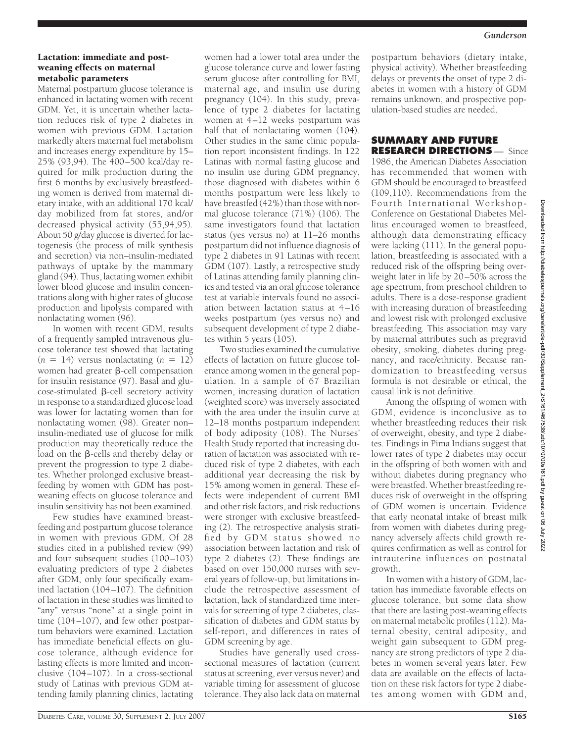### Lactation: immediate and post-weaning effects on maternal metabolic parameters

Maternal postpartum glucose tolerance is enhanced in lactating women with recent GDM. Yet, it is uncertain whether lactation reduces risk of type 2 diabetes in women with previous GDM. Lactation markedly alters maternal fuel metabolism and increases energy expenditure by 15–25% (93,94). The 400–500 kcal/day required for milk production during the first 6 months by exclusively breastfeeding women is derived from maternal dietary intake, with an additional 170 kcal/day mobilized from fat stores, and/or decreased physical activity (55,94,95). About 50 g/day glucose is diverted for lactogenesis (the process of milk synthesis and secretion) via non–insulin-mediated pathways of uptake by the mammary gland (94). Thus, lactating women exhibit lower blood glucose and insulin concentrations along with higher rates of glucose production and lipolysis compared with nonlactating women (96).

In women with recent GDM, results of a frequently sampled intravenous glucose tolerance test showed that lactating ($n = 14$) versus nonlactating ($n = 12$) women had greater β-cell compensation for insulin resistance (97). Basal and glucose-stimulated β-cell secretory activity in response to a standardized glucose load was lower for lactating women than for nonlactating women (98). Greater non–insulin-mediated use of glucose for milk production may theoretically reduce the load on the β-cells and thereby delay or prevent the progression to type 2 diabetes. Whether prolonged exclusive breastfeeding by women with GDM has post-weaning effects on glucose tolerance and insulin sensitivity has not been examined.

Few studies have examined breastfeeding and postpartum glucose tolerance in women with previous GDM. Of 28 studies cited in a published review (99) and four subsequent studies (100–103) evaluating predictors of type 2 diabetes after GDM, only four specifically examined lactation (104–107). The definition of lactation in these studies was limited to "any" versus "none" at a single point in time (104–107), and few other postpartum behaviors were examined. Lactation has immediate beneficial effects on glucose tolerance, although evidence for lasting effects is more limited and inconclusive (104–107). In a cross-sectional study of Latinas with previous GDM attending family planning clinics, lactating women had a lower total area under the glucose tolerance curve and lower fasting serum glucose after controlling for BMI, maternal age, and insulin use during pregnancy (104). In this study, prevalence of type 2 diabetes for lactating women at 4–12 weeks postpartum was half that of nonlactating women (104). Other studies in the same clinic population report inconsistent findings. In 122 Latinas with normal fasting glucose and no insulin use during GDM pregnancy, those diagnosed with diabetes within 6 months postpartum were less likely to have breastfed (42%) than those with normal glucose tolerance (71%) (106). The same investigators found that lactation status (yes versus no) at 11–26 months postpartum did not influence diagnosis of type 2 diabetes in 91 Latinas with recent GDM (107). Lastly, a retrospective study of Latinas attending family planning clinics and tested via an oral glucose tolerance test at variable intervals found no association between lactation status at 4–16 weeks postpartum (yes versus no) and subsequent development of type 2 diabetes within 5 years (105).

Two studies examined the cumulative effects of lactation on future glucose tolerance among women in the general population. In a sample of 67 Brazilian women, increasing duration of lactation (weighted score) was inversely associated with the area under the insulin curve at 12–18 months postpartum independent of body adiposity (108). The Nurses' Health Study reported that increasing duration of lactation was associated with reduced risk of type 2 diabetes, with each additional year decreasing the risk by 15% among women in general. These effects were independent of current BMI and other risk factors, and risk reductions were stronger with exclusive breastfeeding (2). The retrospective analysis stratified by GDM status showed no association between lactation and risk of type 2 diabetes (2). These findings are based on over 150,000 nurses with several years of follow-up, but limitations include the retrospective assessment of lactation, lack of standardized time intervals for screening of type 2 diabetes, classification of diabetes and GDM status by self-report, and differences in rates of GDM screening by age.

Studies have generally used cross-sectional measures of lactation (current status at screening, ever versus never) and variable timing for assessment of glucose tolerance. They also lack data on maternal postpartum behaviors (dietary intake, physical activity). Whether breastfeeding delays or prevents the onset of type 2 diabetes in women with a history of GDM remains unknown, and prospective population-based studies are needed.

## SUMMARY AND FUTURE RESEARCH DIRECTIONS

Since 1986, the American Diabetes Association has recommended that women with GDM should be encouraged to breastfeed (109,110). Recommendations from the Fourth International Workshop-Conference on Gestational Diabetes Mellitus encouraged women to breastfeed, although data demonstrating efficacy were lacking (111). In the general population, breastfeeding is associated with a reduced risk of the offspring being overweight later in life by 20–50% across the age spectrum, from preschool children to adults. There is a dose-response gradient with increasing duration of breastfeeding and lowest risk with prolonged exclusive breastfeeding. This association may vary by maternal attributes such as pregravid obesity, smoking, diabetes during pregnancy, and race/ethnicity. Because randomization to breastfeeding versus formula is not desirable or ethical, the causal link is not definitive.

Among the offspring of women with GDM, evidence is inconclusive as to whether breastfeeding reduces their risk of overweight, obesity, and type 2 diabetes. Findings in Pima Indians suggest that lower rates of type 2 diabetes may occur in the offspring of both women with and without diabetes during pregnancy who were breastfed. Whether breastfeeding reduces risk of overweight in the offspring of GDM women is uncertain. Evidence that early neonatal intake of breast milk from women with diabetes during pregnancy adversely affects child growth requires confirmation as well as control for intrauterine influences on postnatal growth.

In women with a history of GDM, lactation has immediate favorable effects on glucose tolerance, but some data show that there are lasting post-weaning effects on maternal metabolic profiles (112). Maternal obesity, central adiposity, and weight gain subsequent to GDM pregnancy are strong predictors of type 2 diabetes in women several years later. Few data are available on the effects of lactation on these risk factors for type 2 diabetes among women with GDM and,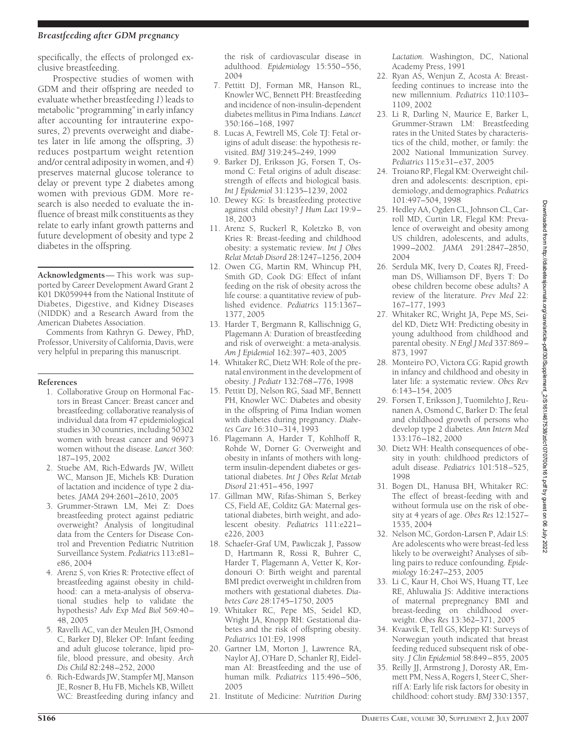specifically, the effects of prolonged exclusive breastfeeding.

Prospective studies of women with GDM and their offspring are needed to evaluate whether breastfeeding *1*) leads to metabolic "programming" in early infancy after accounting for intrauterine exposures, *2*) prevents overweight and diabetes later in life among the offspring, *3*) reduces postpartum weight retention and/or central adiposity in women, and *4*) preserves maternal glucose tolerance to delay or prevent type 2 diabetes among women with previous GDM. More research is also needed to evaluate the influence of breast milk constituents as they relate to early infant growth patterns and future development of obesity and type 2 diabetes in the offspring.

**Acknowledgments**— This work was supported by Career Development Award Grant 2 K01 DK059944 from the National Institute of Diabetes, Digestive, and Kidney Diseases (NIDDK) and a Research Award from the American Diabetes Association.

Comments from Kathryn G. Dewey, PhD, Professor, University of California, Davis, were very helpful in preparing this manuscript.

## References

1. Collaborative Group on Hormonal Factors in Breast Cancer: Breast cancer and breastfeeding: collaborative reanalysis of individual data from 47 epidemiological studies in 30 countries, including 50302 women with breast cancer and 96973 women without the disease. *Lancet* 360: 187–195, 2002
2. Stuebe AM, Rich-Edwards JW, Willett WC, Manson JE, Michels KB: Duration of lactation and incidence of type 2 diabetes. *JAMA* 294:2601–2610, 2005
3. Grummer-Strawn LM, Mei Z: Does breastfeeding protect against pediatric overweight? Analysis of longitudinal data from the Centers for Disease Control and Prevention Pediatric Nutrition Surveillance System. *Pediatrics* 113:e81–e86, 2004
4. Arenz S, von Kries R: Protective effect of breastfeeding against obesity in childhood: can a meta-analysis of observational studies help to validate the hypothesis? *Adv Exp Med Biol* 569:40–48, 2005
5. Ravelli AC, van der Meulen JH, Osmond C, Barker DJ, Bleker OP: Infant feeding and adult glucose tolerance, lipid profile, blood pressure, and obesity. *Arch Dis Child* 82:248–252, 2000
6. Rich-Edwards JW, Stampfer MJ, Manson JE, Rosner B, Hu FB, Michels KB, Willett WC: Breastfeeding during infancy and the risk of cardiovascular disease in adulthood. *Epidemiology* 15:550–556, 2004
7. Pettitt DJ, Forman MR, Hanson RL, Knowler WC, Bennett PH: Breastfeeding and incidence of non-insulin-dependent diabetes mellitus in Pima Indians. *Lancet* 350:166–168, 1997
8. Lucas A, Fewtrell MS, Cole TJ: Fetal origins of adult disease: the hypothesis revisited. *BMJ* 319:245–249, 1999
9. Barker DJ, Eriksson JG, Forsen T, Osmond C: Fetal origins of adult disease: strength of effects and biological basis. *Int J Epidemiol* 31:1235–1239, 2002
10. Dewey KG: Is breastfeeding protective against child obesity? *J Hum Lact* 19:9–18, 2003
11. Arenz S, Ruckerl R, Koletzko B, von Kries R: Breast-feeding and childhood obesity: a systematic review. *Int J Obes Relat Metab Disord* 28:1247–1256, 2004
12. Owen CG, Martin RM, Whincup PH, Smith GD, Cook DG: Effect of infant feeding on the risk of obesity across the life course: a quantitative review of published evidence. *Pediatrics* 115:1367–1377, 2005
13. Harder T, Bergmann R, Kallischnigg G, Plagemann A: Duration of breastfeeding and risk of overweight: a meta-analysis. *Am J Epidemiol* 162:397–403, 2005
14. Whitaker RC, Dietz WH: Role of the prenatal environment in the development of obesity. *J Pediatr* 132:768–776, 1998
15. Pettitt DJ, Nelson RG, Saad MF, Bennett PH, Knowler WC: Diabetes and obesity in the offspring of Pima Indian women with diabetes during pregnancy. *Diabetes Care* 16:310–314, 1993
16. Plagemann A, Harder T, Kohlhoff R, Rohde W, Dorner G: Overweight and obesity in infants of mothers with long-term insulin-dependent diabetes or gestational diabetes. *Int J Obes Relat Metab Disord* 21:451–456, 1997
17. Gillman MW, Rifas-Shiman S, Berkey CS, Field AE, Colditz GA: Maternal gestational diabetes, birth weight, and adolescent obesity. *Pediatrics* 111:e221–e226, 2003
18. Schaefer-Graf UM, Pawliczak J, Passow D, Hartmann R, Rossi R, Buhrer C, Harder T, Plagemann A, Vetter K, Kordonouri O: Birth weight and parental BMI predict overweight in children from mothers with gestational diabetes. *Diabetes Care* 28:1745–1750, 2005
19. Whitaker RC, Pepe MS, Seidel KD, Wright JA, Knopp RH: Gestational diabetes and the risk of offspring obesity. *Pediatrics* 101:E9, 1998
20. Gartner LM, Morton J, Lawrence RA, Naylor AJ, O'Hare D, Schanler RJ, Eidelman AI: Breastfeeding and the use of human milk. *Pediatrics* 115:496–506, 2005
21. Institute of Medicine: *Nutrition During Lactation*. Washington, DC, National Academy Press, 1991
22. Ryan AS, Wenjun Z, Acosta A: Breastfeeding continues to increase into the new millennium. *Pediatrics* 110:1103–1109, 2002
23. Li R, Darling N, Maurice E, Barker L, Grummer-Strawn LM: Breastfeeding rates in the United States by characteristics of the child, mother, or family: the 2002 National Immunization Survey. *Pediatrics* 115:e31–e37, 2005
24. Troiano RP, Flegal KM: Overweight children and adolescents: description, epidemiology, and demographics. *Pediatrics* 101:497–504, 1998
25. Hedley AA, Ogden CL, Johnson CL, Carroll MD, Curtin LR, Flegal KM: Prevalence of overweight and obesity among US children, adolescents, and adults, 1999–2002. *JAMA* 291:2847–2850, 2004
26. Serdula MK, Ivery D, Coates RJ, Freedman DS, Williamson DF, Byers T: Do obese children become obese adults? A review of the literature. *Prev Med* 22: 167–177, 1993
27. Whitaker RC, Wright JA, Pepe MS, Seidel KD, Dietz WH: Predicting obesity in young adulthood from childhood and parental obesity. *N Engl J Med* 337:869–873, 1997
28. Monteiro PO, Victora CG: Rapid growth in infancy and childhood and obesity in later life: a systematic review. *Obes Rev* 6:143–154, 2005
29. Forsen T, Eriksson J, Tuomilehto J, Reunanen A, Osmond C, Barker D: The fetal and childhood growth of persons who develop type 2 diabetes. *Ann Intern Med* 133:176–182, 2000
30. Dietz WH: Health consequences of obesity in youth: childhood predictors of adult disease. *Pediatrics* 101:518–525, 1998
31. Bogen DL, Hanusa BH, Whitaker RC: The effect of breast-feeding with and without formula use on the risk of obesity at 4 years of age. *Obes Res* 12:1527–1535, 2004
32. Nelson MC, Gordon-Larsen P, Adair LS: Are adolescents who were breast-fed less likely to be overweight? Analyses of sibling pairs to reduce confounding. *Epidemiology* 16:247–253, 2005
33. Li C, Kaur H, Choi WS, Huang TT, Lee RE, Ahluwalia JS: Additive interactions of maternal prepregnancy BMI and breast-feeding on childhood overweight. *Obes Res* 13:362–371, 2005
34. Kvaavik E, Tell GS, Klepp KI: Surveys of Norwegian youth indicated that breast feeding reduced subsequent risk of obesity. *J Clin Epidemiol* 58:849–855, 2005
35. Reilly JJ, Armstrong J, Dorosty AR, Emmett PM, Ness A, Rogers I, Steer C, Sherriff A: Early life risk factors for obesity in childhood: cohort study. *BMJ* 330:1357,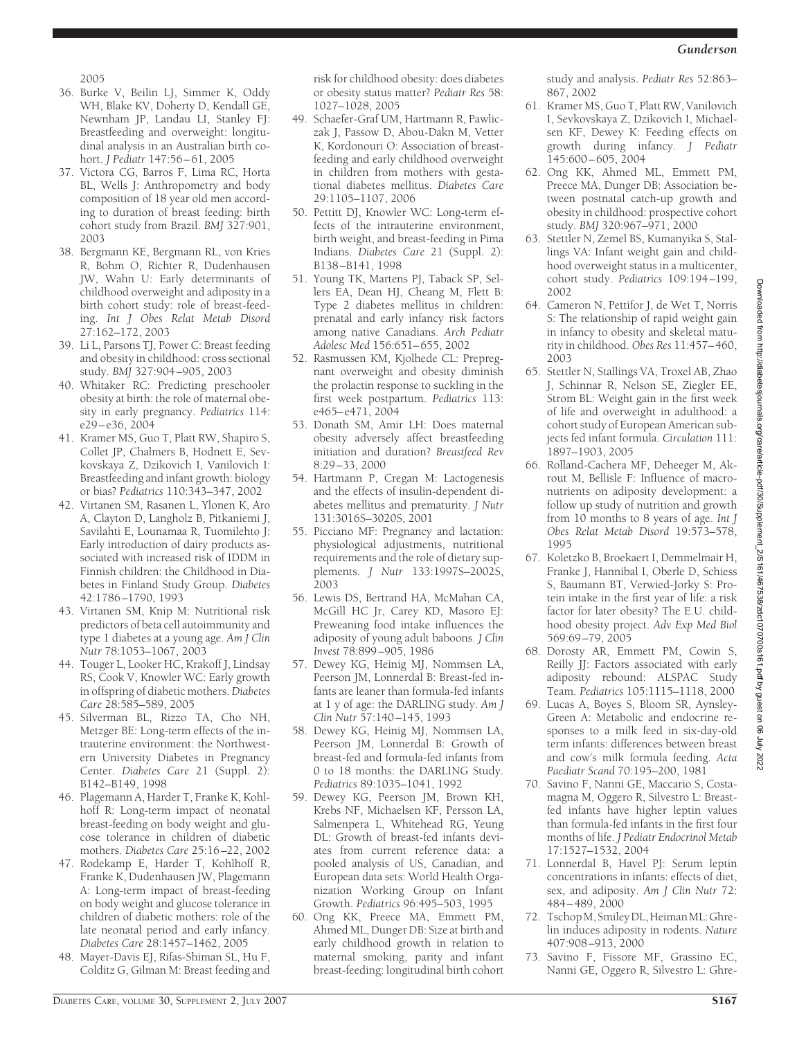2005

36. Burke V, Beilin LJ, Simmer K, Oddy WH, Blake KV, Doherty D, Kendall GE, Newnham JP, Landau LI, Stanley FJ: Breastfeeding and overweight: longitudinal analysis in an Australian birth cohort. *J Pediatr* 147:56–61, 2005
37. Victora CG, Barros F, Lima RC, Horta BL, Wells J: Anthropometry and body composition of 18 year old men according to duration of breast feeding: birth cohort study from Brazil. *BMJ* 327:901, 2003
38. Bergmann KE, Bergmann RL, von Kries R, Bohm O, Richter R, Dudenhausen JW, Wahn U: Early determinants of childhood overweight and adiposity in a birth cohort study: role of breast-feeding. *Int J Obes Relat Metab Disord* 27:162–172, 2003
39. Li L, Parsons TJ, Power C: Breast feeding and obesity in childhood: cross sectional study. *BMJ* 327:904–905, 2003
40. Whitaker RC: Predicting preschooler obesity at birth: the role of maternal obesity in early pregnancy. *Pediatrics* 114: e29–e36, 2004
41. Kramer MS, Guo T, Platt RW, Shapiro S, Collet JP, Chalmers B, Hodnett E, Sevkovskaya Z, Dzikovich I, Vanilovich I: Breastfeeding and infant growth: biology or bias? *Pediatrics* 110:343–347, 2002
42. Virtanen SM, Rasanen L, Ylonen K, Aro A, Clayton D, Langholz B, Pitkaniemi J, Savilahti E, Lounamaa R, Tuomilehto J: Early introduction of dairy products associated with increased risk of IDDM in Finnish children: the Childhood in Diabetes in Finland Study Group. *Diabetes* 42:1786–1790, 1993
43. Virtanen SM, Knip M: Nutritional risk predictors of beta cell autoimmunity and type 1 diabetes at a young age. *Am J Clin Nutr* 78:1053–1067, 2003
44. Touger L, Looker HC, Krakoff J, Lindsay RS, Cook V, Knowler WC: Early growth in offspring of diabetic mothers. *Diabetes Care* 28:585–589, 2005
45. Silverman BL, Rizzo TA, Cho NH, Metzger BE: Long-term effects of the intrauterine environment: the Northwestern University Diabetes in Pregnancy Center. *Diabetes Care* 21 (Suppl. 2): B142–B149, 1998
46. Plagemann A, Harder T, Franke K, Kohlhoff R: Long-term impact of neonatal breast-feeding on body weight and glucose tolerance in children of diabetic mothers. *Diabetes Care* 25:16–22, 2002
47. Rodekamp E, Harder T, Kohlhoff R, Franke K, Dudenhausen JW, Plagemann A: Long-term impact of breast-feeding on body weight and glucose tolerance in children of diabetic mothers: role of the late neonatal period and early infancy. *Diabetes Care* 28:1457–1462, 2005
48. Mayer-Davis EJ, Rifas-Shiman SL, Hu F, Colditz G, Gilman M: Breast feeding and risk for childhood obesity: does diabetes or obesity status matter? *Pediatr Res* 58: 1027–1028, 2005
49. Schaefer-Graf UM, Hartmann R, Pawliczak J, Passow D, Abou-Dakn M, Vetter K, Kordonouri O: Association of breast-feeding and early childhood overweight in children from mothers with gestational diabetes mellitus. *Diabetes Care* 29:1105–1107, 2006
50. Pettitt DJ, Knowler WC: Long-term effects of the intrauterine environment, birth weight, and breast-feeding in Pima Indians. *Diabetes Care* 21 (Suppl. 2): B138–B141, 1998
51. Young TK, Martens PJ, Taback SP, Sellers EA, Dean HJ, Cheang M, Flett B: Type 2 diabetes mellitus in children: prenatal and early infancy risk factors among native Canadians. *Arch Pediatr Adolesc Med* 156:651–655, 2002
52. Rasmussen KM, Kjolhede CL: Prepregnant overweight and obesity diminish the prolactin response to suckling in the first week postpartum. *Pediatrics* 113: e465–e471, 2004
53. Donath SM, Amir LH: Does maternal obesity adversely affect breastfeeding initiation and duration? *Breastfeed Rev* 8:29–33, 2000
54. Hartmann P, Cregan M: Lactogenesis and the effects of insulin-dependent diabetes mellitus and prematurity. *J Nutr* 131:3016S–3020S, 2001
55. Picciano MF: Pregnancy and lactation: physiological adjustments, nutritional requirements and the role of dietary supplements. *J Nutr* 133:1997S–2002S, 2003
56. Lewis DS, Bertrand HA, McMahan CA, McGill HC Jr, Carey KD, Masoro EJ: Preweaning food intake influences the adiposity of young adult baboons. *J Clin Invest* 78:899–905, 1986
57. Dewey KG, Heinig MJ, Nommsen LA, Peerson JM, Lonnerdal B: Breast-fed infants are leaner than formula-fed infants at 1 y of age: the DARLING study. *Am J Clin Nutr* 57:140–145, 1993
58. Dewey KG, Heinig MJ, Nommsen LA, Peerson JM, Lonnerdal B: Growth of breast-fed and formula-fed infants from 0 to 18 months: the DARLING Study. *Pediatrics* 89:1035–1041, 1992
59. Dewey KG, Peerson JM, Brown KH, Krebs NF, Michaelsen KF, Persson LA, Salmenpera L, Whitehead RG, Yeung DL: Growth of breast-fed infants deviates from current reference data: a pooled analysis of US, Canadian, and European data sets: World Health Organization Working Group on Infant Growth. *Pediatrics* 96:495–503, 1995
60. Ong KK, Preece MA, Emmett PM, Ahmed ML, Dunger DB: Size at birth and early childhood growth in relation to maternal smoking, parity and infant breast-feeding: longitudinal birth cohort study and analysis. *Pediatr Res* 52:863–867, 2002
61. Kramer MS, Guo T, Platt RW, Vanilovich I, Sevkovskaya Z, Dzikovich I, Michaelsen KF, Dewey K: Feeding effects on growth during infancy. *J Pediatr* 145:600–605, 2004
62. Ong KK, Ahmed ML, Emmett PM, Preece MA, Dunger DB: Association between postnatal catch-up growth and obesity in childhood: prospective cohort study. *BMJ* 320:967–971, 2000
63. Stettler N, Zemel BS, Kumanyika S, Stallings VA: Infant weight gain and childhood overweight status in a multicenter, cohort study. *Pediatrics* 109:194–199, 2002
64. Cameron N, Pettifor J, de Wet T, Norris S: The relationship of rapid weight gain in infancy to obesity and skeletal maturity in childhood. *Obes Res* 11:457–460, 2003
65. Stettler N, Stallings VA, Troxel AB, Zhao J, Schinnar R, Nelson SE, Ziegler EE, Strom BL: Weight gain in the first week of life and overweight in adulthood: a cohort study of European American subjects fed infant formula. *Circulation* 111: 1897–1903, 2005
66. Rolland-Cachera MF, Deheeger M, Akrout M, Bellisle F: Influence of macronutrients on adiposity development: a follow up study of nutrition and growth from 10 months to 8 years of age. *Int J Obes Relat Metab Disord* 19:573–578, 1995
67. Koletzko B, Broekaert I, Demmelmair H, Franke J, Hannibal I, Oberle D, Schiess S, Baumann BT, Verwied-Jorky S: Protein intake in the first year of life: a risk factor for later obesity? The E.U. childhood obesity project. *Adv Exp Med Biol* 569:69–79, 2005
68. Dorosty AR, Emmett PM, Cowin S, Reilly JJ: Factors associated with early adiposity rebound: ALSPAC Study Team. *Pediatrics* 105:1115–1118, 2000
69. Lucas A, Boyes S, Bloom SR, Aynsley-Green A: Metabolic and endocrine responses to a milk feed in six-day-old term infants: differences between breast and cow's milk formula feeding. *Acta Paediatr Scand* 70:195–200, 1981
70. Savino F, Nanni GE, Maccario S, Costamagna M, Oggero R, Silvestro L: Breast-fed infants have higher leptin values than formula-fed infants in the first four months of life. *J Pediatr Endocrinol Metab* 17:1527–1532, 2004
71. Lonnerdal B, Havel PJ: Serum leptin concentrations in infants: effects of diet, sex, and adiposity. *Am J Clin Nutr* 72: 484–489, 2000
72. Tschop M, Smiley DL, Heiman ML: Ghrelin induces adiposity in rodents. *Nature* 407:908–913, 2000
73. Savino F, Fissore MF, Grassino EC, Nanni GE, Oggero R, Silvestro L: Ghre-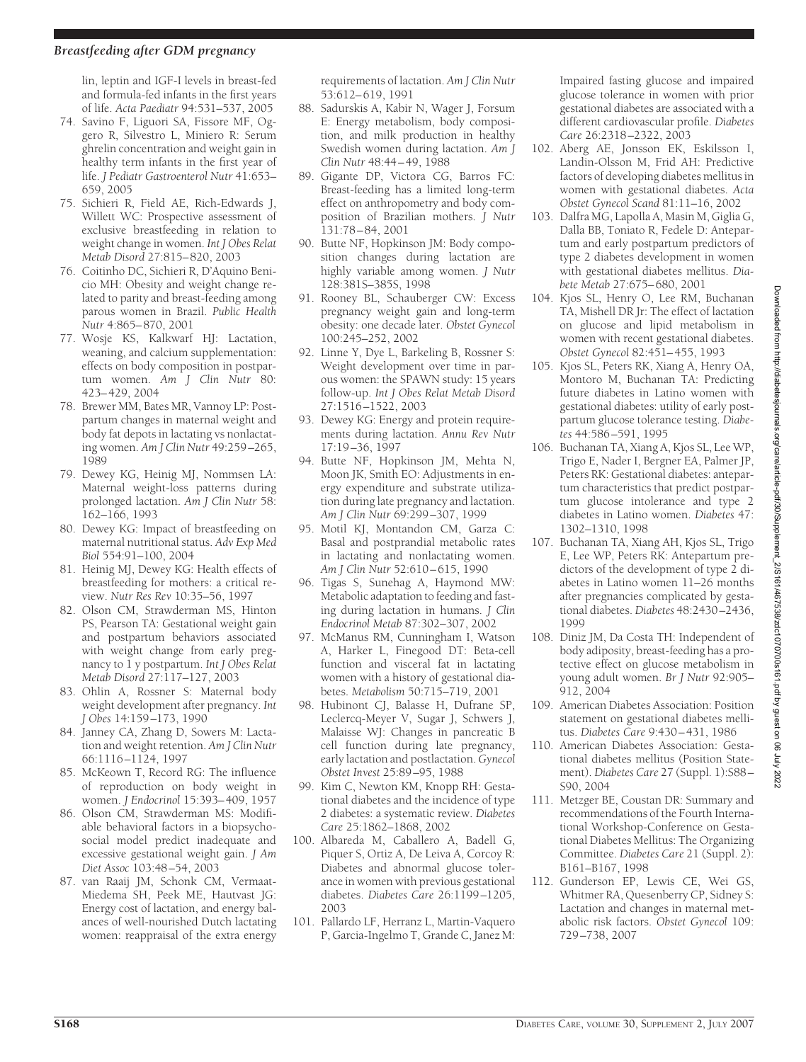lin, leptin and IGF-I levels in breast-fed and formula-fed infants in the first years of life. *Acta Paediatr* 94:531–537, 2005

74. Savino F, Liguori SA, Fissore MF, Oggero R, Silvestro L, Miniero R: Serum ghrelin concentration and weight gain in healthy term infants in the first year of life. *J Pediatr Gastroenterol Nutr* 41:653–659, 2005
75. Sichieri R, Field AE, Rich-Edwards J, Willett WC: Prospective assessment of exclusive breastfeeding in relation to weight change in women. *Int J Obes Relat Metab Disord* 27:815–820, 2003
76. Coitinho DC, Sichieri R, D'Aquino Benicio MH: Obesity and weight change related to parity and breast-feeding among parous women in Brazil. *Public Health Nutr* 4:865–870, 2001
77. Wosje KS, Kalkwarf HJ: Lactation, weaning, and calcium supplementation: effects on body composition in postpartum women. *Am J Clin Nutr* 80: 423–429, 2004
78. Brewer MM, Bates MR, Vannoy LP: Postpartum changes in maternal weight and body fat depots in lactating vs nonlactating women. *Am J Clin Nutr* 49:259–265, 1989
79. Dewey KG, Heinig MJ, Nommsen LA: Maternal weight-loss patterns during prolonged lactation. *Am J Clin Nutr* 58: 162–166, 1993
80. Dewey KG: Impact of breastfeeding on maternal nutritional status. *Adv Exp Med Biol* 554:91–100, 2004
81. Heinig MJ, Dewey KG: Health effects of breastfeeding for mothers: a critical review. *Nutr Res Rev* 10:35–56, 1997
82. Olson CM, Strawderman MS, Hinton PS, Pearson TA: Gestational weight gain and postpartum behaviors associated with weight change from early pregnancy to 1 y postpartum. *Int J Obes Relat Metab Disord* 27:117–127, 2003
83. Ohlin A, Rossner S: Maternal body weight development after pregnancy. *Int J Obes* 14:159–173, 1990
84. Janney CA, Zhang D, Sowers M: Lactation and weight retention. *Am J Clin Nutr* 66:1116–1124, 1997
85. McKeown T, Record RG: The influence of reproduction on body weight in women. *J Endocrinol* 15:393–409, 1957
86. Olson CM, Strawderman MS: Modifiable behavioral factors in a biopsychosocial model predict inadequate and excessive gestational weight gain. *J Am Diet Assoc* 103:48–54, 2003
87. van Raaij JM, Schonk CM, Vermaat-Miedema SH, Peek ME, Hautvast JG: Energy cost of lactation, and energy balances of well-nourished Dutch lactating women: reappraisal of the extra energy requirements of lactation. *Am J Clin Nutr* 53:612–619, 1991
88. Sadurskis A, Kabir N, Wager J, Forsum E: Energy metabolism, body composition, and milk production in healthy Swedish women during lactation. *Am J Clin Nutr* 48:44–49, 1988
89. Gigante DP, Victora CG, Barros FC: Breast-feeding has a limited long-term effect on anthropometry and body composition of Brazilian mothers. *J Nutr* 131:78–84, 2001
90. Butte NF, Hopkinson JM: Body composition changes during lactation are highly variable among women. *J Nutr* 128:381S–385S, 1998
91. Rooney BL, Schauberger CW: Excess pregnancy weight gain and long-term obesity: one decade later. *Obstet Gynecol* 100:245–252, 2002
92. Linne Y, Dye L, Barkeling B, Rossner S: Weight development over time in parous women: the SPAWN study: 15 years follow-up. *Int J Obes Relat Metab Disord* 27:1516–1522, 2003
93. Dewey KG: Energy and protein requirements during lactation. *Annu Rev Nutr* 17:19–36, 1997
94. Butte NF, Hopkinson JM, Mehta N, Moon JK, Smith EO: Adjustments in energy expenditure and substrate utilization during late pregnancy and lactation. *Am J Clin Nutr* 69:299–307, 1999
95. Motil KJ, Montandon CM, Garza C: Basal and postprandial metabolic rates in lactating and nonlactating women. *Am J Clin Nutr* 52:610–615, 1990
96. Tigas S, Sunehag A, Haymond MW: Metabolic adaptation to feeding and fasting during lactation in humans. *J Clin Endocrinol Metab* 87:302–307, 2002
97. McManus RM, Cunningham I, Watson A, Harker L, Finegood DT: Beta-cell function and visceral fat in lactating women with a history of gestational diabetes. *Metabolism* 50:715–719, 2001
98. Hubinont CJ, Balasse H, Dufrane SP, Leclercq-Meyer V, Sugar J, Schwers J, Malaisse WJ: Changes in pancreatic B cell function during late pregnancy, early lactation and postlactation. *Gynecol Obstet Invest* 25:89–95, 1988
99. Kim C, Newton KM, Knopp RH: Gestational diabetes and the incidence of type 2 diabetes: a systematic review. *Diabetes Care* 25:1862–1868, 2002
100. Albareda M, Caballero A, Badell G, Piquer S, Ortiz A, De Leiva A, Corcoy R: Diabetes and abnormal glucose tolerance in women with previous gestational diabetes. *Diabetes Care* 26:1199–1205, 2003
101. Pallardo LF, Herranz L, Martin-Vaquero P, Garcia-Ingelmo T, Grande C, Janez M: Impaired fasting glucose and impaired glucose tolerance in women with prior gestational diabetes are associated with a different cardiovascular profile. *Diabetes Care* 26:2318–2322, 2003
102. Aberg AE, Jonsson EK, Eskilsson I, Landin-Olsson M, Frid AH: Predictive factors of developing diabetes mellitus in women with gestational diabetes. *Acta Obstet Gynecol Scand* 81:11–16, 2002
103. Dalfra MG, Lapolla A, Masin M, Giglia G, Dalla BB, Toniato R, Fedele D: Antepartum and early postpartum predictors of type 2 diabetes development in women with gestational diabetes mellitus. *Diabete Metab* 27:675–680, 2001
104. Kjos SL, Henry O, Lee RM, Buchanan TA, Mishell DR Jr: The effect of lactation on glucose and lipid metabolism in women with recent gestational diabetes. *Obstet Gynecol* 82:451–455, 1993
105. Kjos SL, Peters RK, Xiang A, Henry OA, Montoro M, Buchanan TA: Predicting future diabetes in Latino women with gestational diabetes: utility of early postpartum glucose tolerance testing. *Diabetes* 44:586–591, 1995
106. Buchanan TA, Xiang A, Kjos SL, Lee WP, Trigo E, Nader I, Bergner EA, Palmer JP, Peters RK: Gestational diabetes: antepartum characteristics that predict postpartum glucose intolerance and type 2 diabetes in Latino women. *Diabetes* 47: 1302–1310, 1998
107. Buchanan TA, Xiang AH, Kjos SL, Trigo E, Lee WP, Peters RK: Antepartum predictors of the development of type 2 diabetes in Latino women 11–26 months after pregnancies complicated by gestational diabetes. *Diabetes* 48:2430–2436, 1999
108. Diniz JM, Da Costa TH: Independent of body adiposity, breast-feeding has a protective effect on glucose metabolism in young adult women. *Br J Nutr* 92:905–912, 2004
109. American Diabetes Association: Position statement on gestational diabetes mellitus. *Diabetes Care* 9:430–431, 1986
110. American Diabetes Association: Gestational diabetes mellitus (Position Statement). *Diabetes Care* 27 (Suppl. 1):S88–S90, 2004
111. Metzger BE, Coustan DR: Summary and recommendations of the Fourth International Workshop-Conference on Gestational Diabetes Mellitus: The Organizing Committee. *Diabetes Care* 21 (Suppl. 2): B161–B167, 1998
112. Gunderson EP, Lewis CE, Wei GS, Whitmer RA, Quesenberry CP, Sidney S: Lactation and changes in maternal metabolic risk factors. *Obstet Gynecol* 109: 729–738, 2007